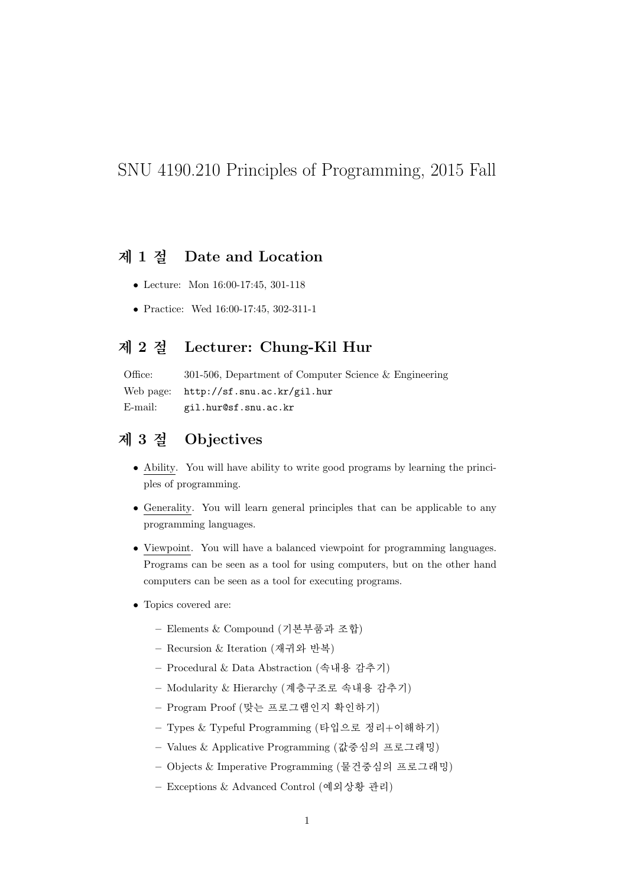# SNU 4190.210 Principles of Programming, 2015 Fall

## 제 1 절 Date and Location

- Lecture: Mon 16:00-17:45, 301-118
- Practice: Wed 16:00-17:45, 302-311-1

## 제 2 절 Lecturer: Chung-Kil Hur

| | |
|---|---|
| Office: | 301-506, Department of Computer Science & Engineering |
| Web page: | `http://sf.snu.ac.kr/gil.hur` |
| E-mail: | `gil.hur@sf.snu.ac.kr` |

## 제 3 절 Objectives

- Ability. You will have ability to write good programs by learning the principles of programming.
- Generality. You will learn general principles that can be applicable to any programming languages.
- Viewpoint. You will have a balanced viewpoint for programming languages. Programs can be seen as a tool for using computers, but on the other hand computers can be seen as a tool for executing programs.
- Topics covered are:
  - Elements & Compound (기본부품과 조합)
  - Recursion & Iteration (재귀와 반복)
  - Procedural & Data Abstraction (속내용 감추기)
  - Modularity & Hierarchy (계층구조로 속내용 감추기)
  - Program Proof (맞는 프로그램인지 확인하기)
  - Types & Typeful Programming (타입으로 정리+이해하기)
  - Values & Applicative Programming (값중심의 프로그래밍)
  - Objects & Imperative Programming (물건중심의 프로그래밍)
  - Exceptions & Advanced Control (예외상황 관리)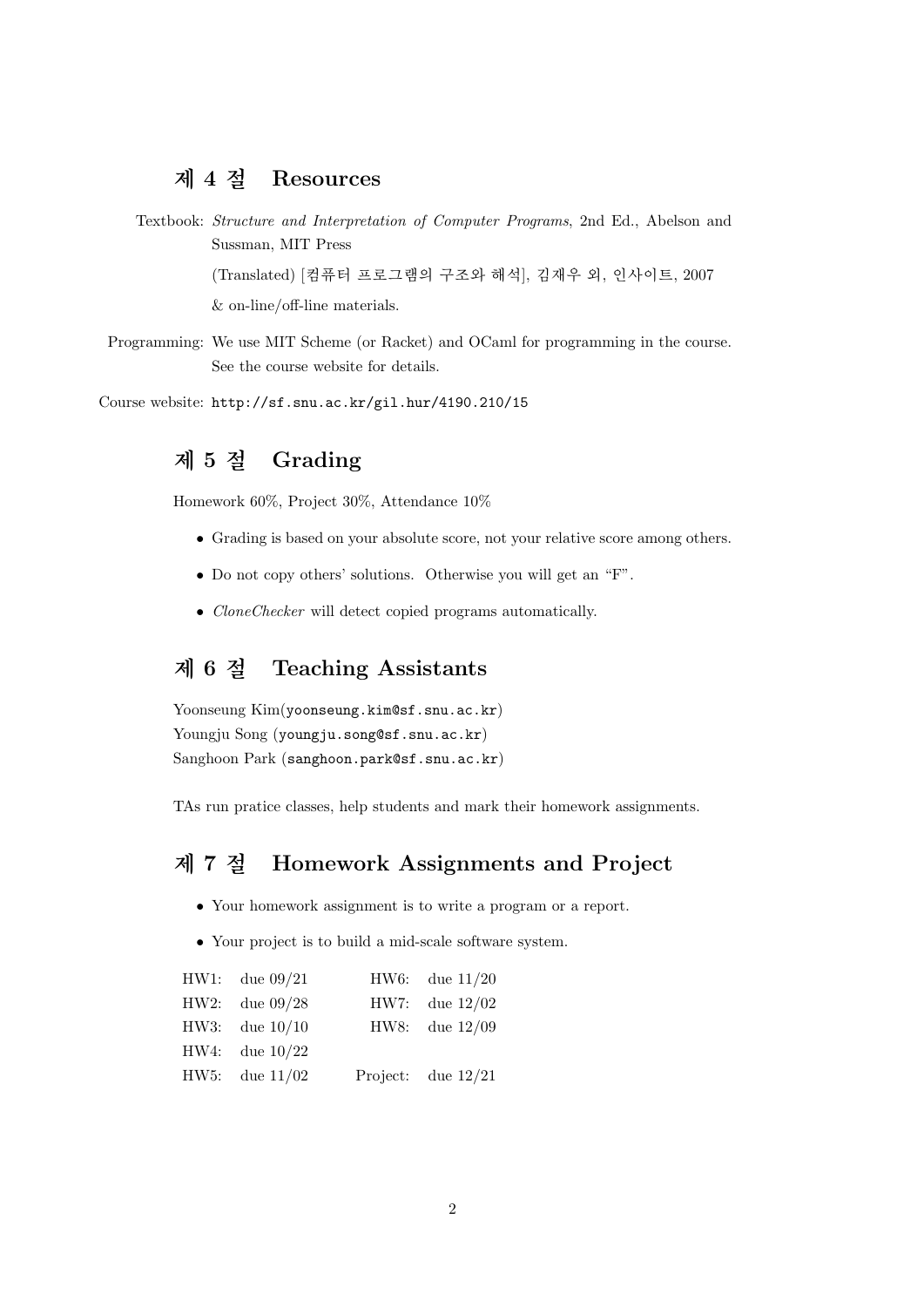## 제 4 절 Resources

Textbook: *Structure and Interpretation of Computer Programs*, 2nd Ed., Abelson and Sussman, MIT Press

(Translated) [컴퓨터 프로그램의 구조와 해석], 김재우 외, 인사이트, 2007

& on-line/off-line materials.

Programming: We use MIT Scheme (or Racket) and OCaml for programming in the course. See the course website for details.

Course website: `http://sf.snu.ac.kr/gil.hur/4190.210/15`

## 제 5 절 Grading

Homework 60%, Project 30%, Attendance 10%

- Grading is based on your absolute score, not your relative score among others.
- Do not copy others' solutions. Otherwise you will get an "F".
- *CloneChecker* will detect copied programs automatically.

## 제 6 절 Teaching Assistants

Yoonseung Kim(`yoonseung.kim@sf.snu.ac.kr`)
Youngju Song (`youngju.song@sf.snu.ac.kr`)
Sanghoon Park (`sanghoon.park@sf.snu.ac.kr`)

TAs run pratice classes, help students and mark their homework assignments.

## 제 7 절 Homework Assignments and Project

- Your homework assignment is to write a program or a report.
- Your project is to build a mid-scale software system.

| | | | |
|---|---|---|---|
| HW1: | due 09/21 | HW6: | due 11/20 |
| HW2: | due 09/28 | HW7: | due 12/02 |
| HW3: | due 10/10 | HW8: | due 12/09 |
| HW4: | due 10/22 | | |
| HW5: | due 11/02 | Project: | due 12/21 |